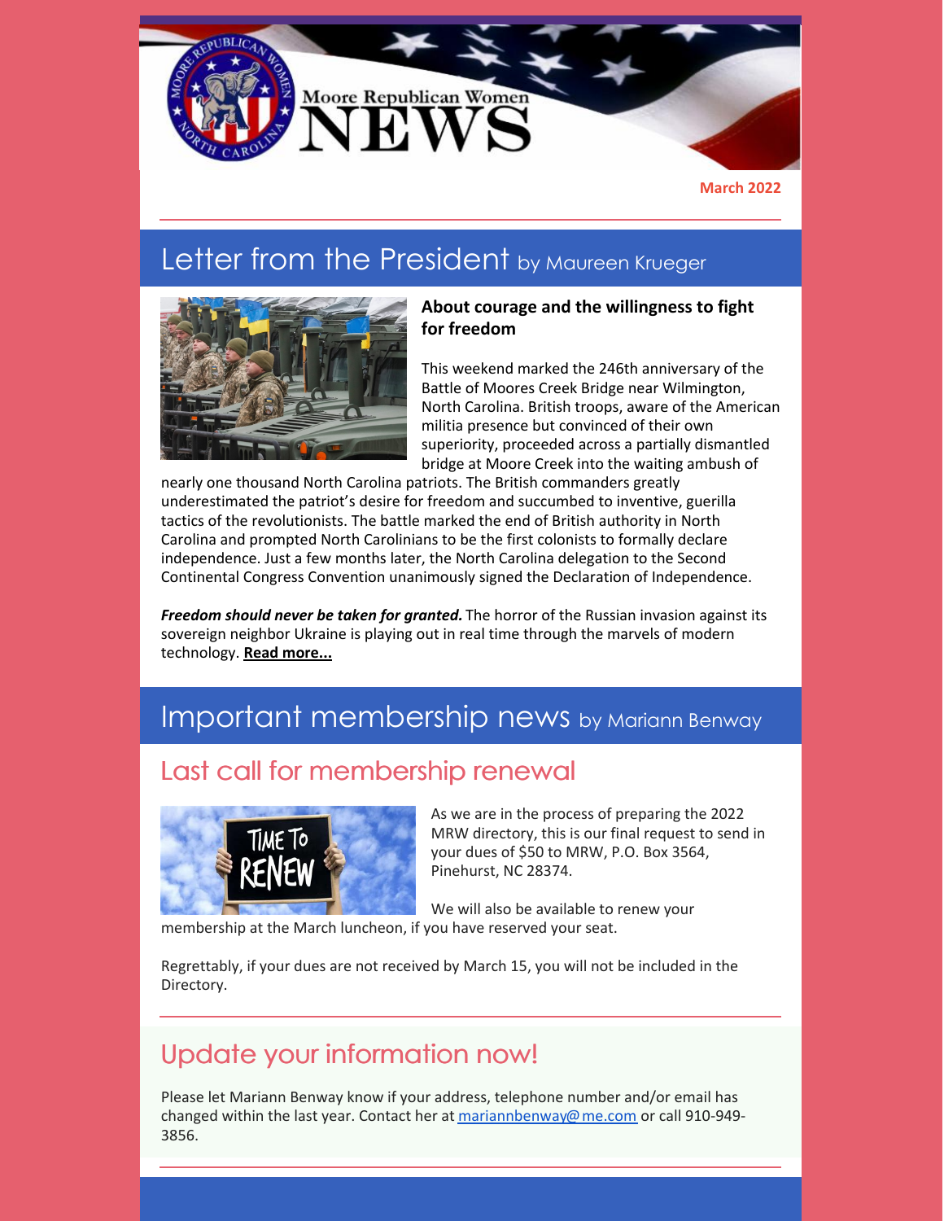Moore Republican Women NEWS

**March 2022**

## Letter from the President by Maureen Krueger

**About courage and the willingness to fight for freedom**

This weekend marked the 246th anniversary of the Battle of Moores Creek Bridge near Wilmington, North Carolina. British troops, aware of the American militia presence but convinced of their own superiority, proceeded across a partially dismantled bridge at Moore Creek into the waiting ambush of nearly one thousand North Carolina patriots. The British commanders greatly underestimated the patriot's desire for freedom and succumbed to inventive, guerilla tactics of the revolutionists. The battle marked the end of British authority in North Carolina and prompted North Carolinians to be the first colonists to formally declare independence. Just a few months later, the North Carolina delegation to the Second Continental Congress Convention unanimously signed the Declaration of Independence.

***Freedom should never be taken for granted.*** The horror of the Russian invasion against its sovereign neighbor Ukraine is playing out in real time through the marvels of modern technology. **Read more...**

## Important membership news by Mariann Benway

### Last call for membership renewal

As we are in the process of preparing the 2022 MRW directory, this is our final request to send in your dues of $50 to MRW, P.O. Box 3564, Pinehurst, NC 28374.

We will also be available to renew your membership at the March luncheon, if you have reserved your seat.

Regrettably, if your dues are not received by March 15, you will not be included in the Directory.

### Update your information now!

Please let Mariann Benway know if your address, telephone number and/or email has changed within the last year. Contact her at mariannbenway@me.com or call 910-949-3856.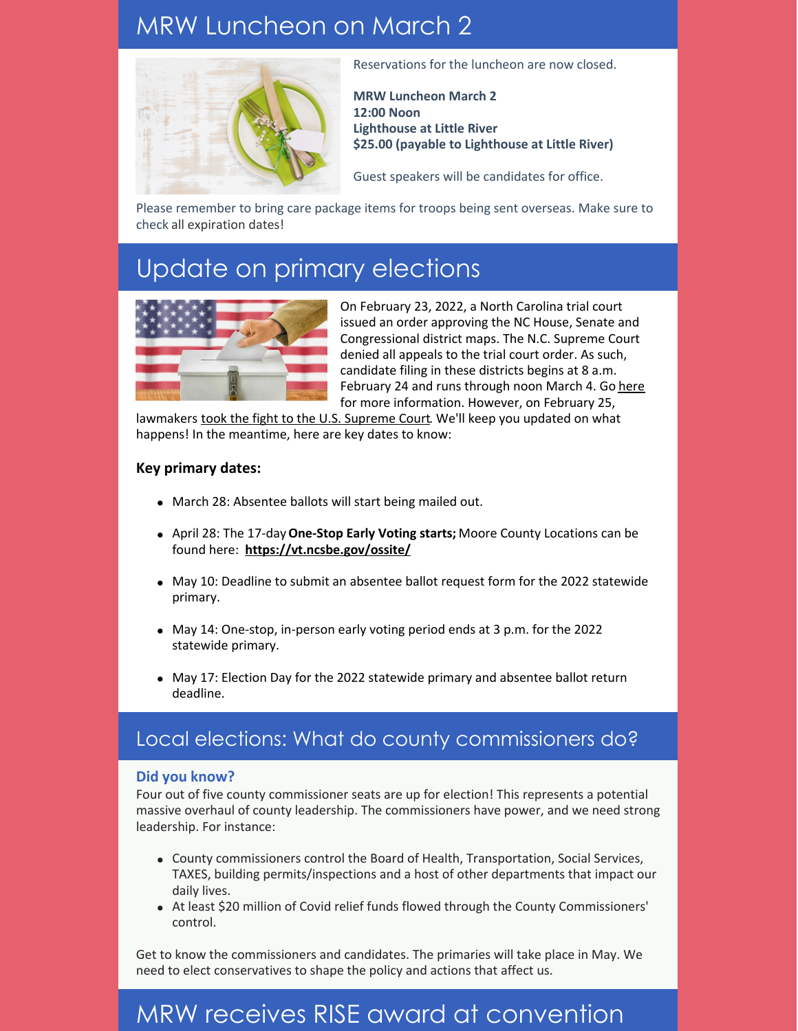# MRW Luncheon on March 2

Reservations for the luncheon are now closed.

**MRW Luncheon March 2**
**12:00 Noon**
**Lighthouse at Little River**
**$25.00 (payable to Lighthouse at Little River)**

Guest speakers will be candidates for office.

Please remember to bring care package items for troops being sent overseas. Make sure to check all expiration dates!

# Update on primary elections

On February 23, 2022, a North Carolina trial court issued an order approving the NC House, Senate and Congressional district maps. The N.C. Supreme Court denied all appeals to the trial court order. As such, candidate filing in these districts begins at 8 a.m. February 24 and runs through noon March 4. Go here for more information. However, on February 25, lawmakers took the fight to the U.S. Supreme Court. We'll keep you updated on what happens! In the meantime, here are key dates to know:

**Key primary dates:**

- March 28: Absentee ballots will start being mailed out.
- April 28: The 17-day **One-Stop Early Voting starts;** Moore County Locations can be found here: **https://vt.ncsbe.gov/ossite/**
- May 10: Deadline to submit an absentee ballot request form for the 2022 statewide primary.
- May 14: One-stop, in-person early voting period ends at 3 p.m. for the 2022 statewide primary.
- May 17: Election Day for the 2022 statewide primary and absentee ballot return deadline.

## Local elections: What do county commissioners do?

### Did you know?

Four out of five county commissioner seats are up for election! This represents a potential massive overhaul of county leadership. The commissioners have power, and we need strong leadership. For instance:

- County commissioners control the Board of Health, Transportation, Social Services, TAXES, building permits/inspections and a host of other departments that impact our daily lives.
- At least $20 million of Covid relief funds flowed through the County Commissioners' control.

Get to know the commissioners and candidates. The primaries will take place in May. We need to elect conservatives to shape the policy and actions that affect us.

# MRW receives RISE award at convention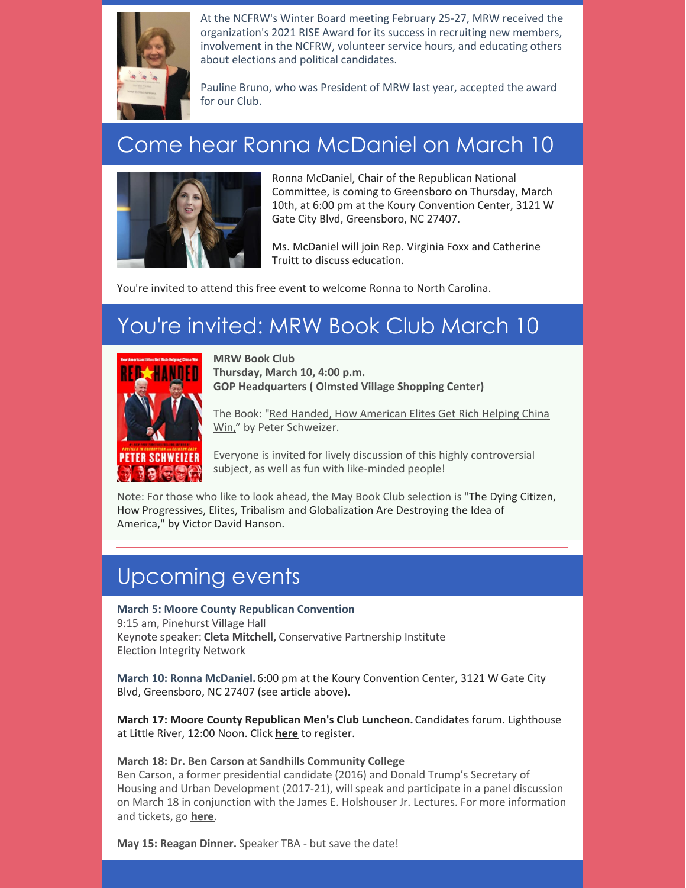At the NCFRW's Winter Board meeting February 25-27, MRW received the organization's 2021 RISE Award for its success in recruiting new members, involvement in the NCFRW, volunteer service hours, and educating others about elections and political candidates.

Pauline Bruno, who was President of MRW last year, accepted the award for our Club.

## Come hear Ronna McDaniel on March 10

Ronna McDaniel, Chair of the Republican National Committee, is coming to Greensboro on Thursday, March 10th, at 6:00 pm at the Koury Convention Center, 3121 W Gate City Blvd, Greensboro, NC 27407.

Ms. McDaniel will join Rep. Virginia Foxx and Catherine Truitt to discuss education.

You're invited to attend this free event to welcome Ronna to North Carolina.

## You're invited: MRW Book Club March 10

**MRW Book Club**
**Thursday, March 10, 4:00 p.m.**
**GOP Headquarters ( Olmsted Village Shopping Center)**

The Book: "Red Handed, How American Elites Get Rich Helping China Win," by Peter Schweizer.

Everyone is invited for lively discussion of this highly controversial subject, as well as fun with like-minded people!

Note: For those who like to look ahead, the May Book Club selection is "The Dying Citizen, How Progressives, Elites, Tribalism and Globalization Are Destroying the Idea of America," by Victor David Hanson.

## Upcoming events

**March 5: Moore County Republican Convention**
9:15 am, Pinehurst Village Hall
Keynote speaker: **Cleta Mitchell,** Conservative Partnership Institute
Election Integrity Network

**March 10: Ronna McDaniel.** 6:00 pm at the Koury Convention Center, 3121 W Gate City Blvd, Greensboro, NC 27407 (see article above).

**March 17: Moore County Republican Men's Club Luncheon.** Candidates forum. Lighthouse at Little River, 12:00 Noon. Click **here** to register.

**March 18: Dr. Ben Carson at Sandhills Community College**
Ben Carson, a former presidential candidate (2016) and Donald Trump's Secretary of Housing and Urban Development (2017-21), will speak and participate in a panel discussion on March 18 in conjunction with the James E. Holshouser Jr. Lectures. For more information and tickets, go **here**.

**May 15: Reagan Dinner.** Speaker TBA - but save the date!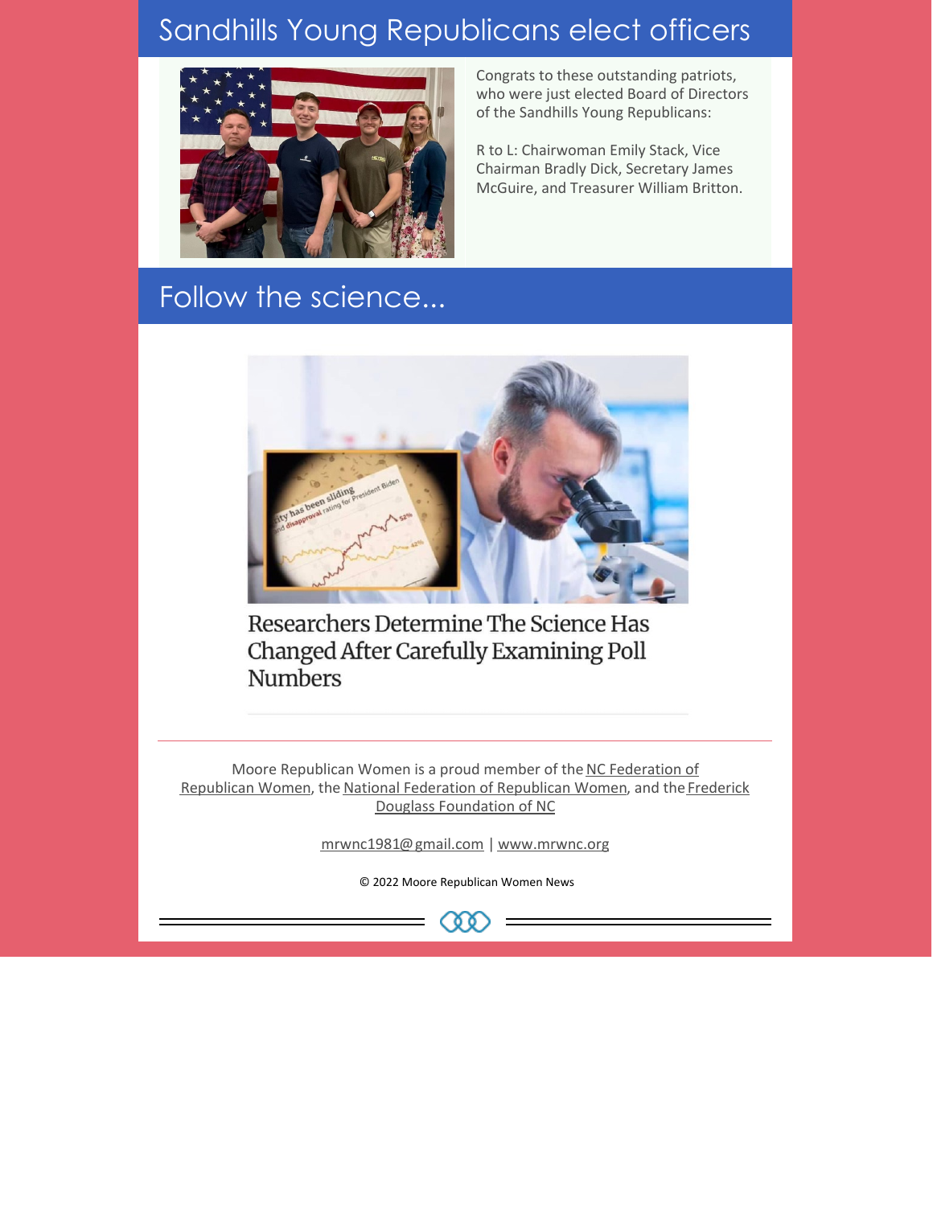## Sandhills Young Republicans elect officers

Congrats to these outstanding patriots, who were just elected Board of Directors of the Sandhills Young Republicans:

R to L: Chairwoman Emily Stack, Vice Chairman Bradly Dick, Secretary James McGuire, and Treasurer William Britton.

## Follow the science...

Researchers Determine The Science Has Changed After Carefully Examining Poll Numbers

---

Moore Republican Women is a proud member of the NC Federation of Republican Women, the National Federation of Republican Women, and the Frederick Douglass Foundation of NC

mrwnc1981@gmail.com | www.mrwnc.org

© 2022 Moore Republican Women News